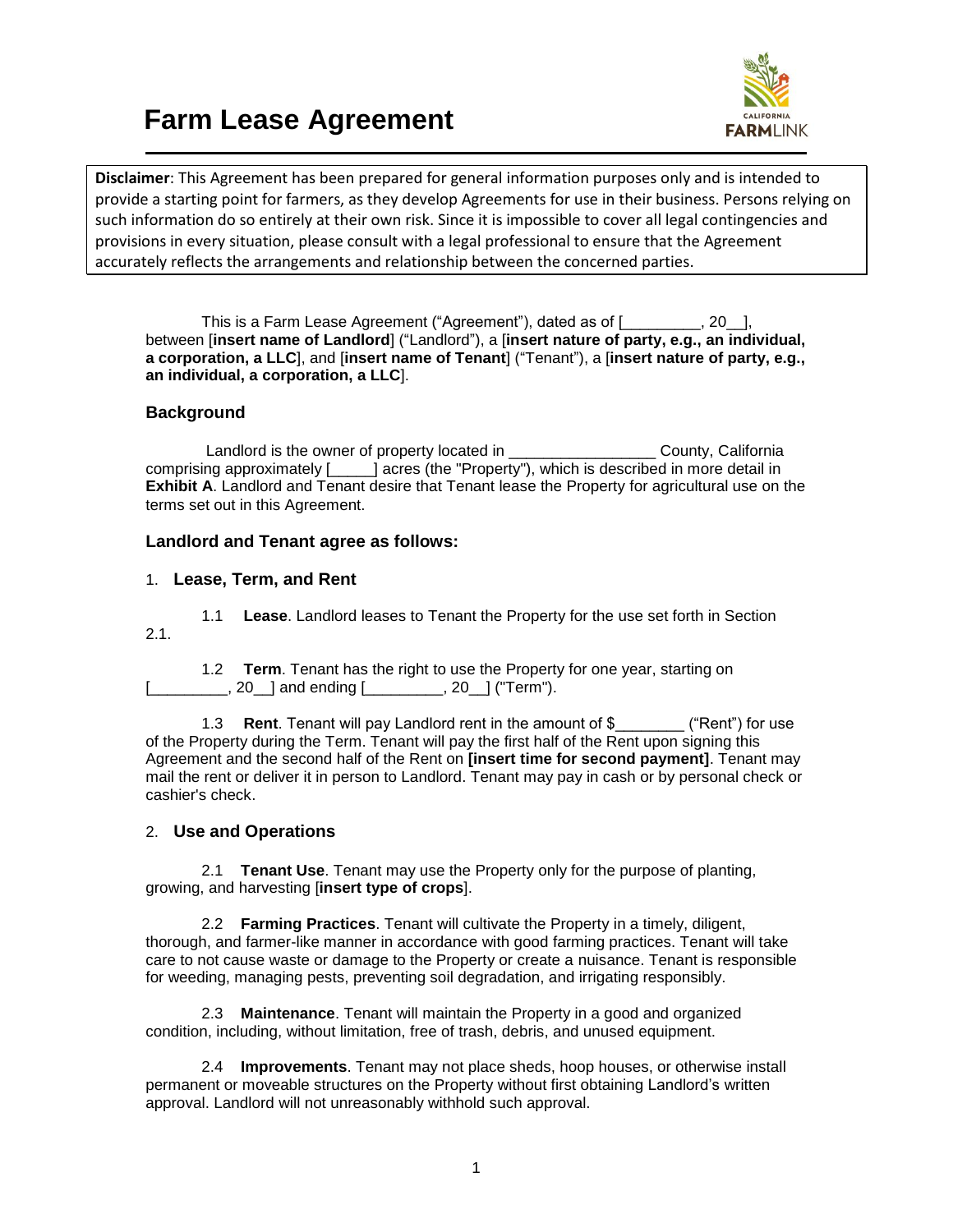# Farm Lease Agreement

**Disclaimer**: This Agreement has been prepared for general information purposes only and is intended to provide a starting point for farmers, as they develop Agreements for use in their business. Persons relying on such information do so entirely at their own risk. Since it is impossible to cover all legal contingencies and provisions in every situation, please consult with a legal professional to ensure that the Agreement accurately reflects the arrangements and relationship between the concerned parties.

This is a Farm Lease Agreement ("Agreement"), dated as of [_________, 20__], between [**insert name of Landlord**] ("Landlord"), a [**insert nature of party, e.g., an individual, a corporation, a LLC**], and [**insert name of Tenant**] ("Tenant"), a [**insert nature of party, e.g., an individual, a corporation, a LLC**].

### Background

Landlord is the owner of property located in _________________ County, California comprising approximately [_____] acres (the "Property"), which is described in more detail in **Exhibit A**. Landlord and Tenant desire that Tenant lease the Property for agricultural use on the terms set out in this Agreement.

### Landlord and Tenant agree as follows:

### 1. Lease, Term, and Rent

1.1 **Lease**. Landlord leases to Tenant the Property for the use set forth in Section 2.1.

1.2 **Term**. Tenant has the right to use the Property for one year, starting on [_________, 20__] and ending [_________, 20__] ("Term").

1.3 **Rent**. Tenant will pay Landlord rent in the amount of $________ ("Rent") for use of the Property during the Term. Tenant will pay the first half of the Rent upon signing this Agreement and the second half of the Rent on **[insert time for second payment]**. Tenant may mail the rent or deliver it in person to Landlord. Tenant may pay in cash or by personal check or cashier's check.

### 2. Use and Operations

2.1 **Tenant Use**. Tenant may use the Property only for the purpose of planting, growing, and harvesting [**insert type of crops**].

2.2 **Farming Practices**. Tenant will cultivate the Property in a timely, diligent, thorough, and farmer-like manner in accordance with good farming practices. Tenant will take care to not cause waste or damage to the Property or create a nuisance. Tenant is responsible for weeding, managing pests, preventing soil degradation, and irrigating responsibly.

2.3 **Maintenance**. Tenant will maintain the Property in a good and organized condition, including, without limitation, free of trash, debris, and unused equipment.

2.4 **Improvements**. Tenant may not place sheds, hoop houses, or otherwise install permanent or moveable structures on the Property without first obtaining Landlord's written approval. Landlord will not unreasonably withhold such approval.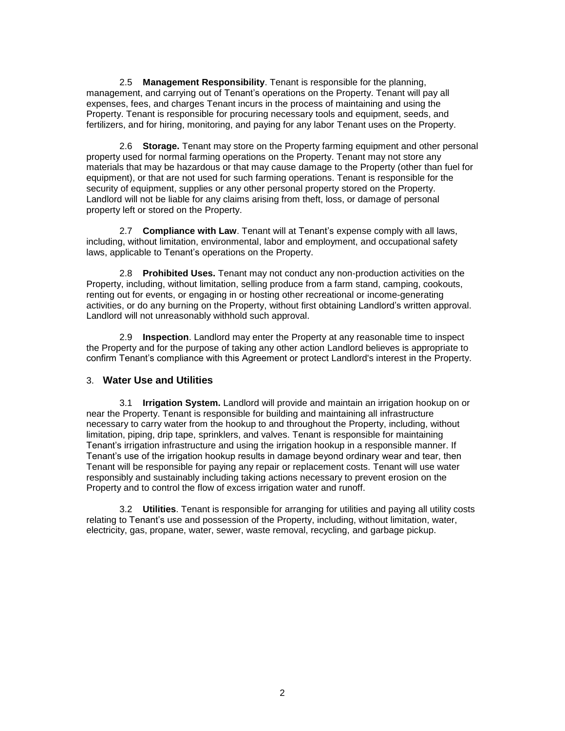2.5 **Management Responsibility**. Tenant is responsible for the planning, management, and carrying out of Tenant's operations on the Property. Tenant will pay all expenses, fees, and charges Tenant incurs in the process of maintaining and using the Property. Tenant is responsible for procuring necessary tools and equipment, seeds, and fertilizers, and for hiring, monitoring, and paying for any labor Tenant uses on the Property.

2.6 **Storage.** Tenant may store on the Property farming equipment and other personal property used for normal farming operations on the Property. Tenant may not store any materials that may be hazardous or that may cause damage to the Property (other than fuel for equipment), or that are not used for such farming operations. Tenant is responsible for the security of equipment, supplies or any other personal property stored on the Property. Landlord will not be liable for any claims arising from theft, loss, or damage of personal property left or stored on the Property.

2.7 **Compliance with Law**. Tenant will at Tenant's expense comply with all laws, including, without limitation, environmental, labor and employment, and occupational safety laws, applicable to Tenant's operations on the Property.

2.8 **Prohibited Uses.** Tenant may not conduct any non-production activities on the Property, including, without limitation, selling produce from a farm stand, camping, cookouts, renting out for events, or engaging in or hosting other recreational or income-generating activities, or do any burning on the Property, without first obtaining Landlord's written approval. Landlord will not unreasonably withhold such approval.

2.9 **Inspection**. Landlord may enter the Property at any reasonable time to inspect the Property and for the purpose of taking any other action Landlord believes is appropriate to confirm Tenant's compliance with this Agreement or protect Landlord's interest in the Property.

## 3. Water Use and Utilities

3.1 **Irrigation System.** Landlord will provide and maintain an irrigation hookup on or near the Property. Tenant is responsible for building and maintaining all infrastructure necessary to carry water from the hookup to and throughout the Property, including, without limitation, piping, drip tape, sprinklers, and valves. Tenant is responsible for maintaining Tenant's irrigation infrastructure and using the irrigation hookup in a responsible manner. If Tenant's use of the irrigation hookup results in damage beyond ordinary wear and tear, then Tenant will be responsible for paying any repair or replacement costs. Tenant will use water responsibly and sustainably including taking actions necessary to prevent erosion on the Property and to control the flow of excess irrigation water and runoff.

3.2 **Utilities**. Tenant is responsible for arranging for utilities and paying all utility costs relating to Tenant's use and possession of the Property, including, without limitation, water, electricity, gas, propane, water, sewer, waste removal, recycling, and garbage pickup.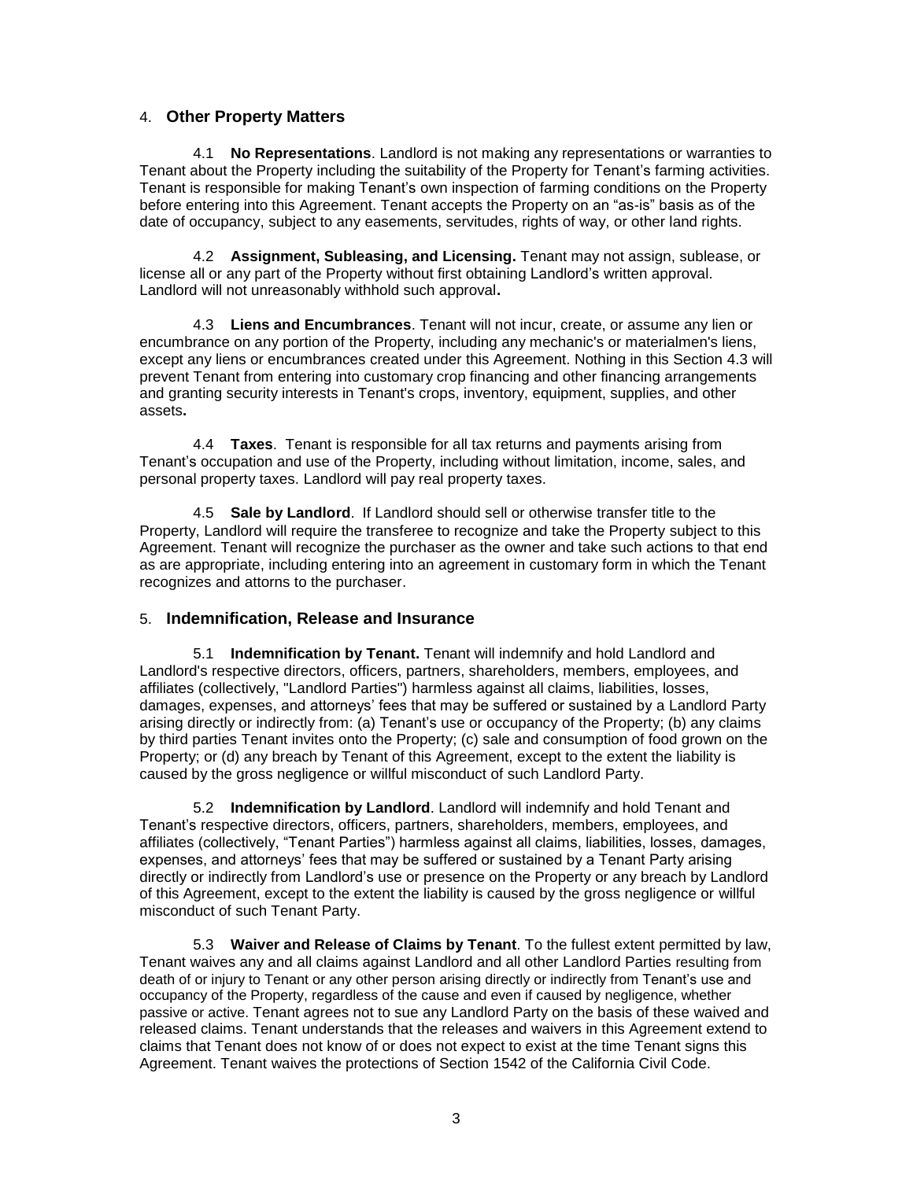## 4. Other Property Matters

4.1 **No Representations**. Landlord is not making any representations or warranties to Tenant about the Property including the suitability of the Property for Tenant's farming activities. Tenant is responsible for making Tenant's own inspection of farming conditions on the Property before entering into this Agreement. Tenant accepts the Property on an "as-is" basis as of the date of occupancy, subject to any easements, servitudes, rights of way, or other land rights.

4.2 **Assignment, Subleasing, and Licensing.** Tenant may not assign, sublease, or license all or any part of the Property without first obtaining Landlord's written approval. Landlord will not unreasonably withhold such approval**.**

4.3 **Liens and Encumbrances**. Tenant will not incur, create, or assume any lien or encumbrance on any portion of the Property, including any mechanic's or materialmen's liens, except any liens or encumbrances created under this Agreement. Nothing in this Section 4.3 will prevent Tenant from entering into customary crop financing and other financing arrangements and granting security interests in Tenant's crops, inventory, equipment, supplies, and other assets**.**

4.4 **Taxes**. Tenant is responsible for all tax returns and payments arising from Tenant's occupation and use of the Property, including without limitation, income, sales, and personal property taxes. Landlord will pay real property taxes.

4.5 **Sale by Landlord**. If Landlord should sell or otherwise transfer title to the Property, Landlord will require the transferee to recognize and take the Property subject to this Agreement. Tenant will recognize the purchaser as the owner and take such actions to that end as are appropriate, including entering into an agreement in customary form in which the Tenant recognizes and attorns to the purchaser.

## 5. Indemnification, Release and Insurance

5.1 **Indemnification by Tenant.** Tenant will indemnify and hold Landlord and Landlord's respective directors, officers, partners, shareholders, members, employees, and affiliates (collectively, "Landlord Parties") harmless against all claims, liabilities, losses, damages, expenses, and attorneys' fees that may be suffered or sustained by a Landlord Party arising directly or indirectly from: (a) Tenant's use or occupancy of the Property; (b) any claims by third parties Tenant invites onto the Property; (c) sale and consumption of food grown on the Property; or (d) any breach by Tenant of this Agreement, except to the extent the liability is caused by the gross negligence or willful misconduct of such Landlord Party.

5.2 **Indemnification by Landlord**. Landlord will indemnify and hold Tenant and Tenant's respective directors, officers, partners, shareholders, members, employees, and affiliates (collectively, "Tenant Parties") harmless against all claims, liabilities, losses, damages, expenses, and attorneys' fees that may be suffered or sustained by a Tenant Party arising directly or indirectly from Landlord's use or presence on the Property or any breach by Landlord of this Agreement, except to the extent the liability is caused by the gross negligence or willful misconduct of such Tenant Party.

5.3 **Waiver and Release of Claims by Tenant**. To the fullest extent permitted by law, Tenant waives any and all claims against Landlord and all other Landlord Parties resulting from death of or injury to Tenant or any other person arising directly or indirectly from Tenant's use and occupancy of the Property, regardless of the cause and even if caused by negligence, whether passive or active. Tenant agrees not to sue any Landlord Party on the basis of these waived and released claims. Tenant understands that the releases and waivers in this Agreement extend to claims that Tenant does not know of or does not expect to exist at the time Tenant signs this Agreement. Tenant waives the protections of Section 1542 of the California Civil Code.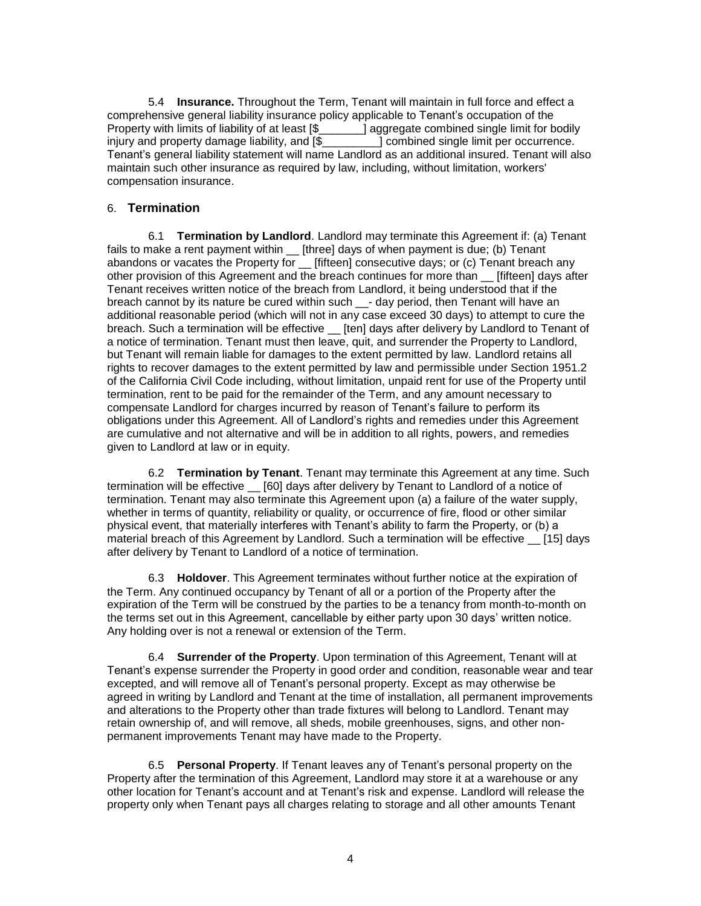5.4 **Insurance.** Throughout the Term, Tenant will maintain in full force and effect a comprehensive general liability insurance policy applicable to Tenant's occupation of the Property with limits of liability of at least [$_______] aggregate combined single limit for bodily injury and property damage liability, and [$_________] combined single limit per occurrence. Tenant's general liability statement will name Landlord as an additional insured. Tenant will also maintain such other insurance as required by law, including, without limitation, workers' compensation insurance.

## 6. Termination

6.1 **Termination by Landlord**. Landlord may terminate this Agreement if: (a) Tenant fails to make a rent payment within __ [three] days of when payment is due; (b) Tenant abandons or vacates the Property for __ [fifteen] consecutive days; or (c) Tenant breach any other provision of this Agreement and the breach continues for more than __ [fifteen] days after Tenant receives written notice of the breach from Landlord, it being understood that if the breach cannot by its nature be cured within such __- day period, then Tenant will have an additional reasonable period (which will not in any case exceed 30 days) to attempt to cure the breach. Such a termination will be effective __ [ten] days after delivery by Landlord to Tenant of a notice of termination. Tenant must then leave, quit, and surrender the Property to Landlord, but Tenant will remain liable for damages to the extent permitted by law. Landlord retains all rights to recover damages to the extent permitted by law and permissible under Section 1951.2 of the California Civil Code including, without limitation, unpaid rent for use of the Property until termination, rent to be paid for the remainder of the Term, and any amount necessary to compensate Landlord for charges incurred by reason of Tenant's failure to perform its obligations under this Agreement. All of Landlord's rights and remedies under this Agreement are cumulative and not alternative and will be in addition to all rights, powers, and remedies given to Landlord at law or in equity.

6.2 **Termination by Tenant**. Tenant may terminate this Agreement at any time. Such termination will be effective __ [60] days after delivery by Tenant to Landlord of a notice of termination. Tenant may also terminate this Agreement upon (a) a failure of the water supply, whether in terms of quantity, reliability or quality, or occurrence of fire, flood or other similar physical event, that materially interferes with Tenant's ability to farm the Property, or (b) a material breach of this Agreement by Landlord. Such a termination will be effective __ [15] days after delivery by Tenant to Landlord of a notice of termination.

6.3 **Holdover**. This Agreement terminates without further notice at the expiration of the Term. Any continued occupancy by Tenant of all or a portion of the Property after the expiration of the Term will be construed by the parties to be a tenancy from month-to-month on the terms set out in this Agreement, cancellable by either party upon 30 days' written notice. Any holding over is not a renewal or extension of the Term.

6.4 **Surrender of the Property**. Upon termination of this Agreement, Tenant will at Tenant's expense surrender the Property in good order and condition, reasonable wear and tear excepted, and will remove all of Tenant's personal property. Except as may otherwise be agreed in writing by Landlord and Tenant at the time of installation, all permanent improvements and alterations to the Property other than trade fixtures will belong to Landlord. Tenant may retain ownership of, and will remove, all sheds, mobile greenhouses, signs, and other non-permanent improvements Tenant may have made to the Property.

6.5 **Personal Property**. If Tenant leaves any of Tenant's personal property on the Property after the termination of this Agreement, Landlord may store it at a warehouse or any other location for Tenant's account and at Tenant's risk and expense. Landlord will release the property only when Tenant pays all charges relating to storage and all other amounts Tenant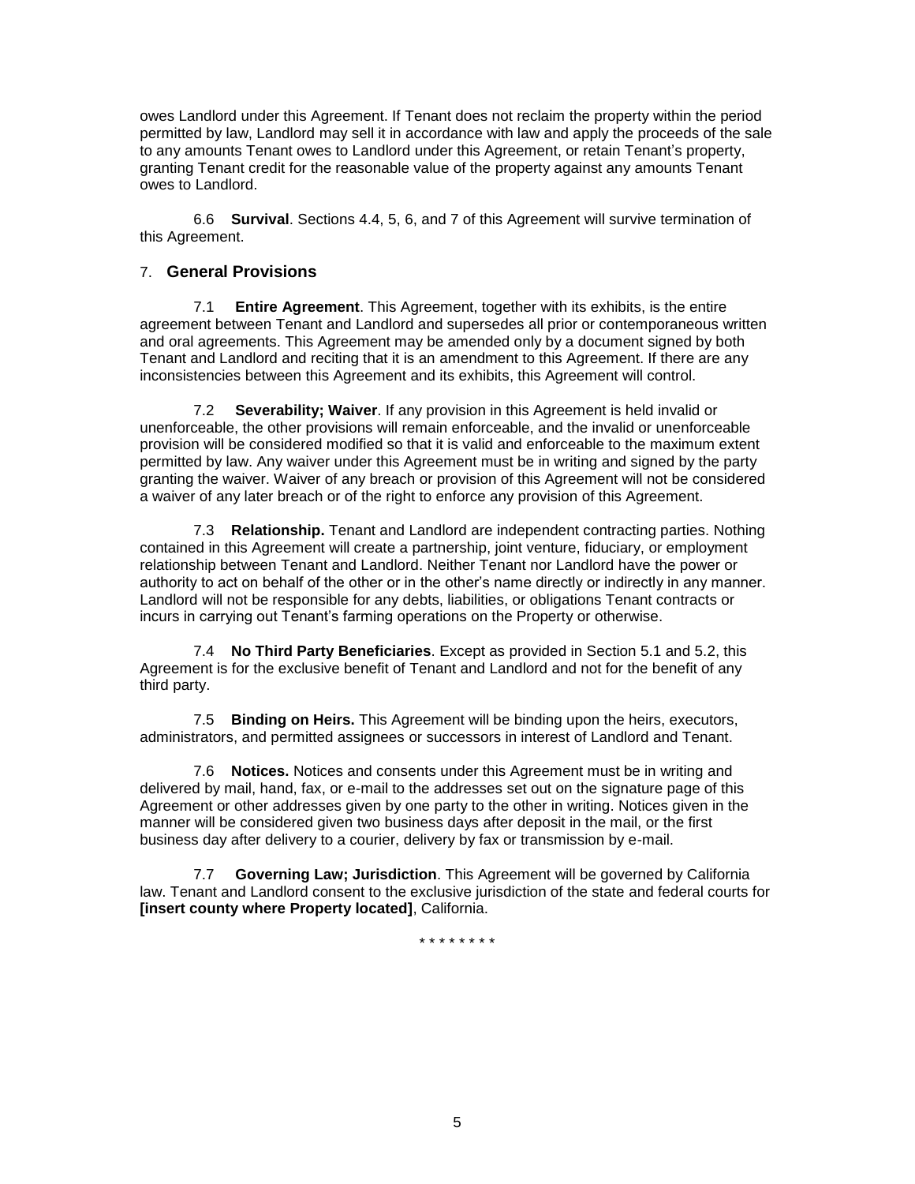owes Landlord under this Agreement. If Tenant does not reclaim the property within the period permitted by law, Landlord may sell it in accordance with law and apply the proceeds of the sale to any amounts Tenant owes to Landlord under this Agreement, or retain Tenant's property, granting Tenant credit for the reasonable value of the property against any amounts Tenant owes to Landlord.

6.6 **Survival**. Sections 4.4, 5, 6, and 7 of this Agreement will survive termination of this Agreement.

## 7. **General Provisions**

7.1 **Entire Agreement**. This Agreement, together with its exhibits, is the entire agreement between Tenant and Landlord and supersedes all prior or contemporaneous written and oral agreements. This Agreement may be amended only by a document signed by both Tenant and Landlord and reciting that it is an amendment to this Agreement. If there are any inconsistencies between this Agreement and its exhibits, this Agreement will control.

7.2 **Severability; Waiver**. If any provision in this Agreement is held invalid or unenforceable, the other provisions will remain enforceable, and the invalid or unenforceable provision will be considered modified so that it is valid and enforceable to the maximum extent permitted by law. Any waiver under this Agreement must be in writing and signed by the party granting the waiver. Waiver of any breach or provision of this Agreement will not be considered a waiver of any later breach or of the right to enforce any provision of this Agreement.

7.3 **Relationship.** Tenant and Landlord are independent contracting parties. Nothing contained in this Agreement will create a partnership, joint venture, fiduciary, or employment relationship between Tenant and Landlord. Neither Tenant nor Landlord have the power or authority to act on behalf of the other or in the other's name directly or indirectly in any manner. Landlord will not be responsible for any debts, liabilities, or obligations Tenant contracts or incurs in carrying out Tenant's farming operations on the Property or otherwise.

7.4 **No Third Party Beneficiaries**. Except as provided in Section 5.1 and 5.2, this Agreement is for the exclusive benefit of Tenant and Landlord and not for the benefit of any third party.

7.5 **Binding on Heirs.** This Agreement will be binding upon the heirs, executors, administrators, and permitted assignees or successors in interest of Landlord and Tenant.

7.6 **Notices.** Notices and consents under this Agreement must be in writing and delivered by mail, hand, fax, or e-mail to the addresses set out on the signature page of this Agreement or other addresses given by one party to the other in writing. Notices given in the manner will be considered given two business days after deposit in the mail, or the first business day after delivery to a courier, delivery by fax or transmission by e-mail.

7.7 **Governing Law; Jurisdiction**. This Agreement will be governed by California law. Tenant and Landlord consent to the exclusive jurisdiction of the state and federal courts for **[insert county where Property located]**, California.

\* \* \* \* \* \* \* \*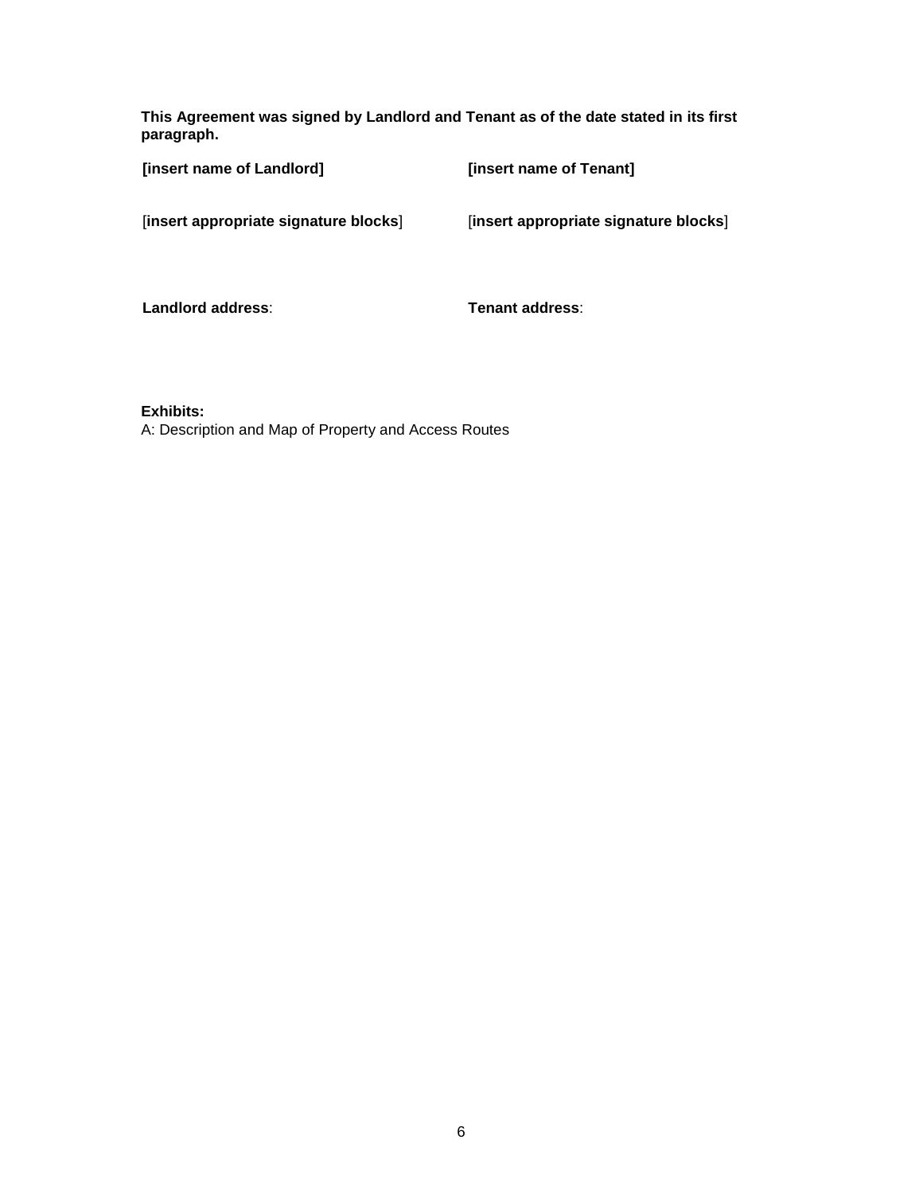**This Agreement was signed by Landlord and Tenant as of the date stated in its first paragraph.**

| **[insert name of Landlord]** | **[insert name of Tenant]** |
|---|---|
| [**insert appropriate signature blocks**] | [**insert appropriate signature blocks**] |
| **Landlord address**: | **Tenant address**: |

**Exhibits:**
A: Description and Map of Property and Access Routes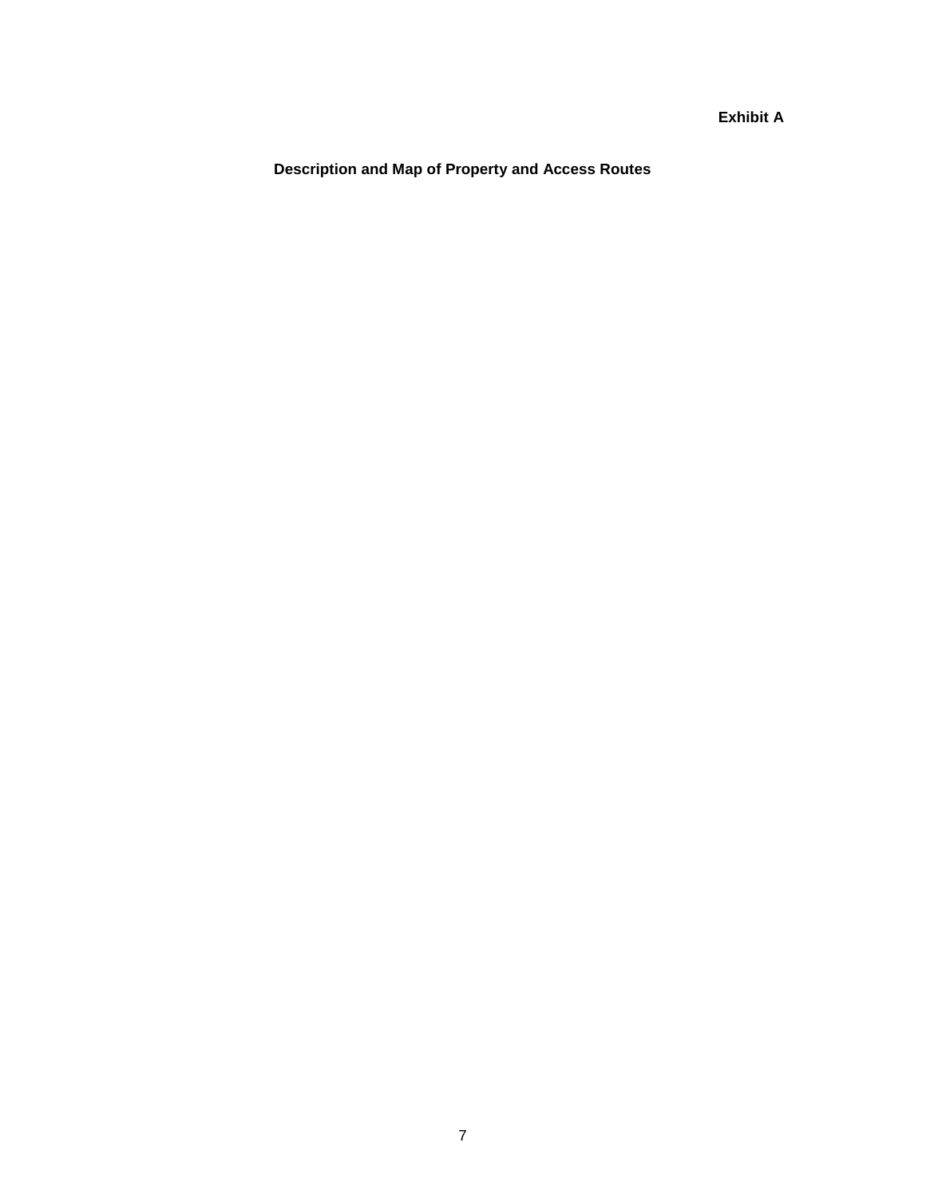**Exhibit A**

## Description and Map of Property and Access Routes